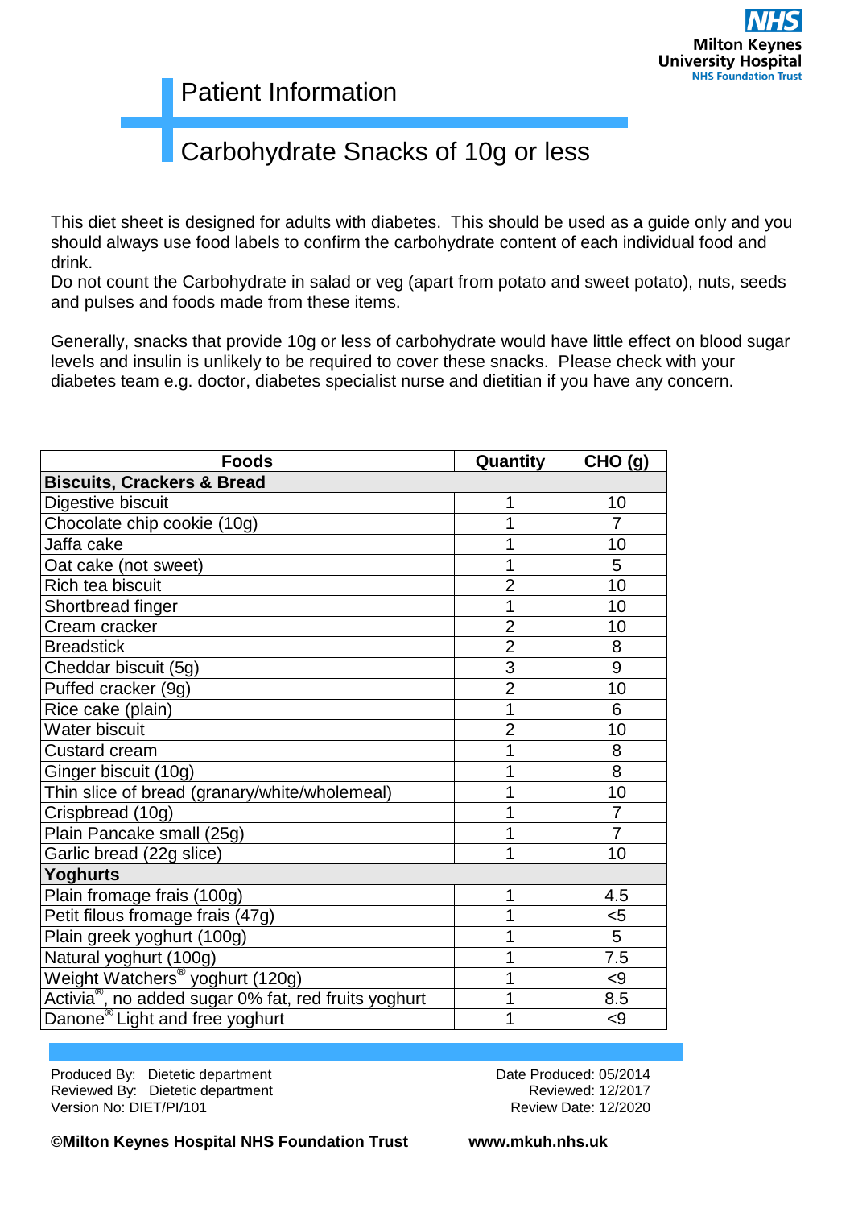# Patient Information

## Carbohydrate Snacks of 10g or less

This diet sheet is designed for adults with diabetes. This should be used as a guide only and you should always use food labels to confirm the carbohydrate content of each individual food and drink.
Do not count the Carbohydrate in salad or veg (apart from potato and sweet potato), nuts, seeds and pulses and foods made from these items.

Generally, snacks that provide 10g or less of carbohydrate would have little effect on blood sugar levels and insulin is unlikely to be required to cover these snacks. Please check with your diabetes team e.g. doctor, diabetes specialist nurse and dietitian if you have any concern.

| Foods | Quantity | CHO (g) |
|---|---|---|
| **Biscuits, Crackers & Bread** | | |
| Digestive biscuit | 1 | 10 |
| Chocolate chip cookie (10g) | 1 | 7 |
| Jaffa cake | 1 | 10 |
| Oat cake (not sweet) | 1 | 5 |
| Rich tea biscuit | 2 | 10 |
| Shortbread finger | 1 | 10 |
| Cream cracker | 2 | 10 |
| Breadstick | 2 | 8 |
| Cheddar biscuit (5g) | 3 | 9 |
| Puffed cracker (9g) | 2 | 10 |
| Rice cake (plain) | 1 | 6 |
| Water biscuit | 2 | 10 |
| Custard cream | 1 | 8 |
| Ginger biscuit (10g) | 1 | 8 |
| Thin slice of bread (granary/white/wholemeal) | 1 | 10 |
| Crispbread (10g) | 1 | 7 |
| Plain Pancake small (25g) | 1 | 7 |
| Garlic bread (22g slice) | 1 | 10 |
| **Yoghurts** | | |
| Plain fromage frais (100g) | 1 | 4.5 |
| Petit filous fromage frais (47g) | 1 | <5 |
| Plain greek yoghurt (100g) | 1 | 5 |
| Natural yoghurt (100g) | 1 | 7.5 |
| Weight Watchers® yoghurt (120g) | 1 | <9 |
| Activia®, no added sugar 0% fat, red fruits yoghurt | 1 | 8.5 |
| Danone® Light and free yoghurt | 1 | <9 |

Produced By: Dietetic department
Reviewed By: Dietetic department
Version No: DIET/PI/101

Date Produced: 05/2014
Reviewed: 12/2017
Review Date: 12/2020

**©Milton Keynes Hospital NHS Foundation Trust** **www.mkuh.nhs.uk**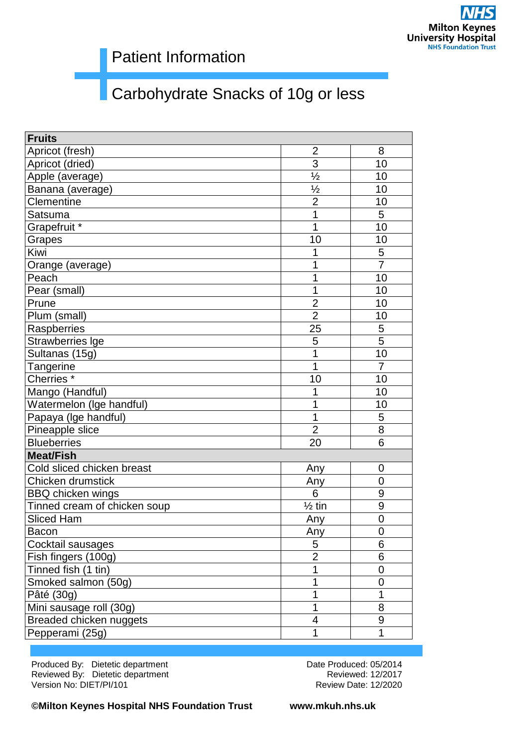Patient Information

# Carbohydrate Snacks of 10g or less

| Fruits | | |
|---|---|---|
| Apricot (fresh) | 2 | 8 |
| Apricot (dried) | 3 | 10 |
| Apple (average) | ½ | 10 |
| Banana (average) | ½ | 10 |
| Clementine | 2 | 10 |
| Satsuma | 1 | 5 |
| Grapefruit * | 1 | 10 |
| Grapes | 10 | 10 |
| Kiwi | 1 | 5 |
| Orange (average) | 1 | 7 |
| Peach | 1 | 10 |
| Pear (small) | 1 | 10 |
| Prune | 2 | 10 |
| Plum (small) | 2 | 10 |
| Raspberries | 25 | 5 |
| Strawberries lge | 5 | 5 |
| Sultanas (15g) | 1 | 10 |
| Tangerine | 1 | 7 |
| Cherries * | 10 | 10 |
| Mango (Handful) | 1 | 10 |
| Watermelon (lge handful) | 1 | 10 |
| Papaya (lge handful) | 1 | 5 |
| Pineapple slice | 2 | 8 |
| Blueberries | 20 | 6 |
| **Meat/Fish** | | |
| Cold sliced chicken breast | Any | 0 |
| Chicken drumstick | Any | 0 |
| BBQ chicken wings | 6 | 9 |
| Tinned cream of chicken soup | ½ tin | 9 |
| Sliced Ham | Any | 0 |
| Bacon | Any | 0 |
| Cocktail sausages | 5 | 6 |
| Fish fingers (100g) | 2 | 6 |
| Tinned fish (1 tin) | 1 | 0 |
| Smoked salmon (50g) | 1 | 0 |
| Pâté (30g) | 1 | 1 |
| Mini sausage roll (30g) | 1 | 8 |
| Breaded chicken nuggets | 4 | 9 |
| Pepperami (25g) | 1 | 1 |

Produced By: Dietetic department
Reviewed By: Dietetic department
Version No: DIET/PI/101

Date Produced: 05/2014
Reviewed: 12/2017
Review Date: 12/2020

**©Milton Keynes Hospital NHS Foundation Trust** **www.mkuh.nhs.uk**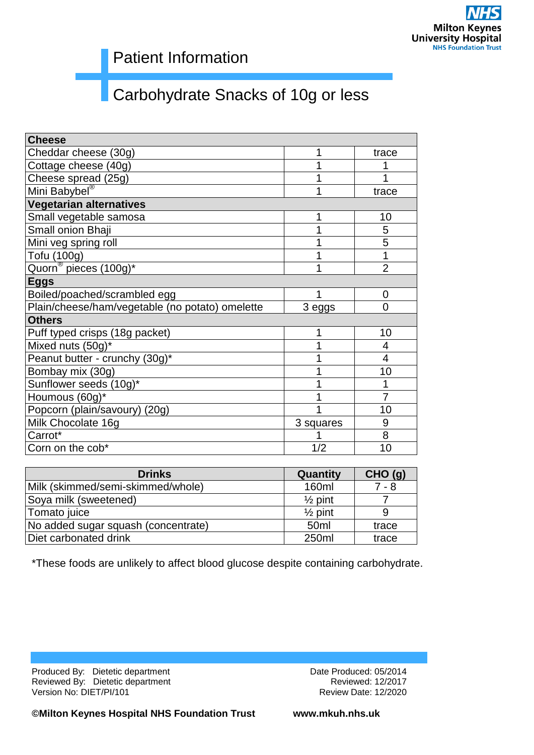# Patient Information

## Carbohydrate Snacks of 10g or less

| Cheese | | |
|---|---|---|
| Cheddar cheese (30g) | 1 | trace |
| Cottage cheese (40g) | 1 | 1 |
| Cheese spread (25g) | 1 | 1 |
| Mini Babybel® | 1 | trace |
| **Vegetarian alternatives** | | |
| Small vegetable samosa | 1 | 10 |
| Small onion Bhaji | 1 | 5 |
| Mini veg spring roll | 1 | 5 |
| Tofu (100g) | 1 | 1 |
| Quorn® pieces (100g)* | 1 | 2 |
| **Eggs** | | |
| Boiled/poached/scrambled egg | 1 | 0 |
| Plain/cheese/ham/vegetable (no potato) omelette | 3 eggs | 0 |
| **Others** | | |
| Puff typed crisps (18g packet) | 1 | 10 |
| Mixed nuts (50g)* | 1 | 4 |
| Peanut butter - crunchy (30g)* | 1 | 4 |
| Bombay mix (30g) | 1 | 10 |
| Sunflower seeds (10g)* | 1 | 1 |
| Houmous (60g)* | 1 | 7 |
| Popcorn (plain/savoury) (20g) | 1 | 10 |
| Milk Chocolate 16g | 3 squares | 9 |
| Carrot* | 1 | 8 |
| Corn on the cob* | 1/2 | 10 |

| Drinks | Quantity | CHO (g) |
|---|---|---|
| Milk (skimmed/semi-skimmed/whole) | 160ml | 7 - 8 |
| Soya milk (sweetened) | ½ pint | 7 |
| Tomato juice | ½ pint | 9 |
| No added sugar squash (concentrate) | 50ml | trace |
| Diet carbonated drink | 250ml | trace |

*These foods are unlikely to affect blood glucose despite containing carbohydrate.

Produced By: Dietetic department
Reviewed By: Dietetic department
Version No: DIET/PI/101

Date Produced: 05/2014
Reviewed: 12/2017
Review Date: 12/2020

**©Milton Keynes Hospital NHS Foundation Trust** **www.mkuh.nhs.uk**